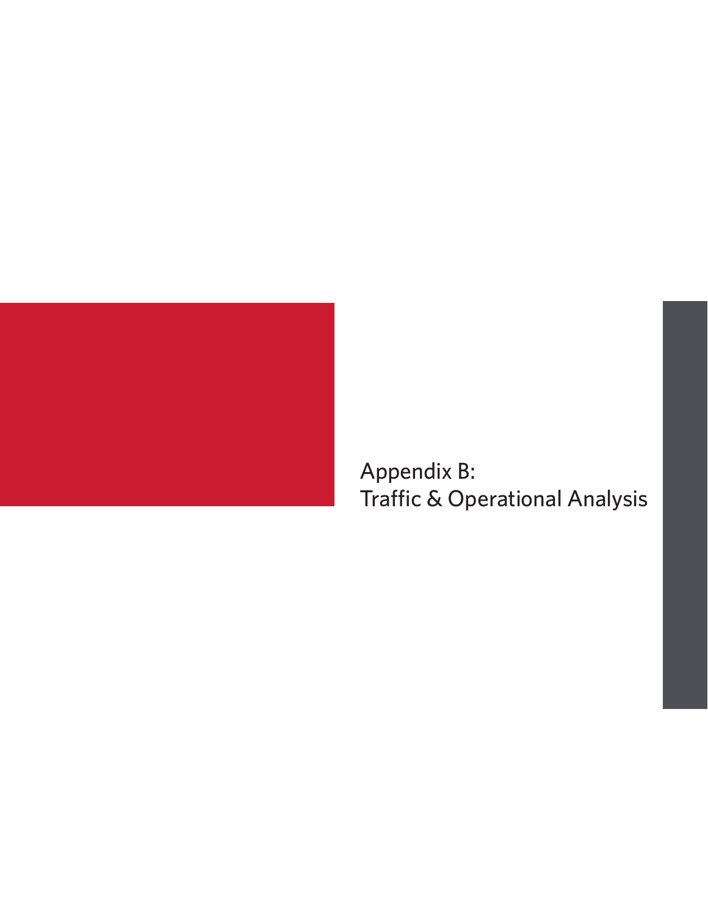# Appendix B: Traffic & Operational Analysis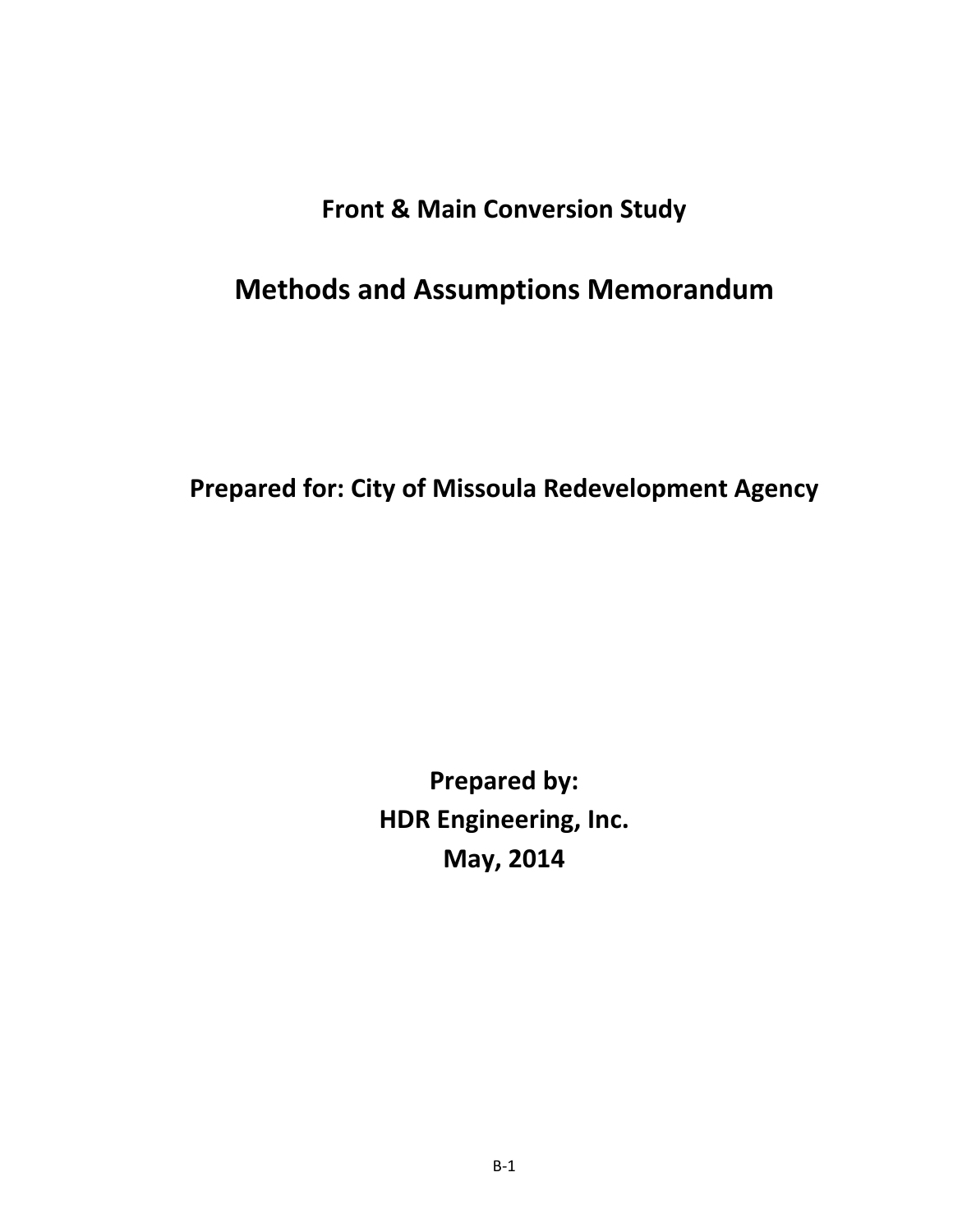**Front & Main Conversion Study**

# Methods and Assumptions Memorandum

**Prepared for: City of Missoula Redevelopment Agency**

**Prepared by:**
**HDR Engineering, Inc.**
**May, 2014**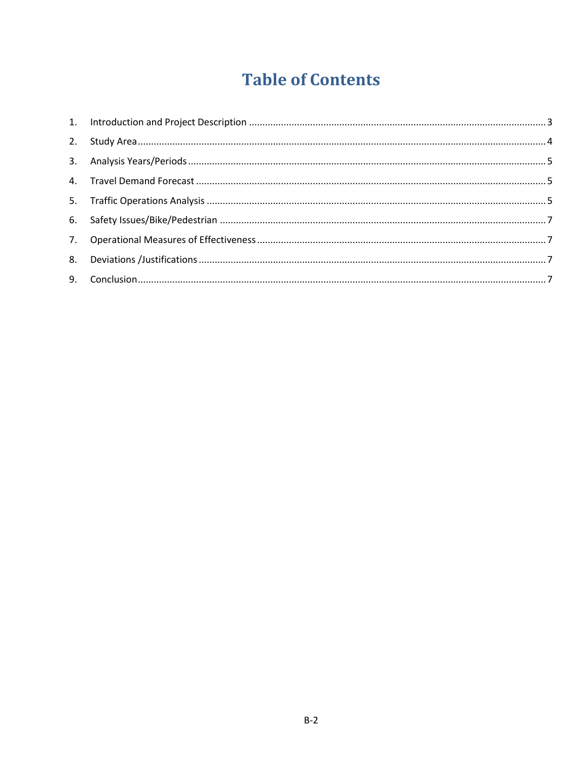# Table of Contents

1. Introduction and Project Description ........ 3
2. Study Area ........ 4
3. Analysis Years/Periods ........ 5
4. Travel Demand Forecast ........ 5
5. Traffic Operations Analysis ........ 5
6. Safety Issues/Bike/Pedestrian ........ 7
7. Operational Measures of Effectiveness ........ 7
8. Deviations /Justifications ........ 7
9. Conclusion ........ 7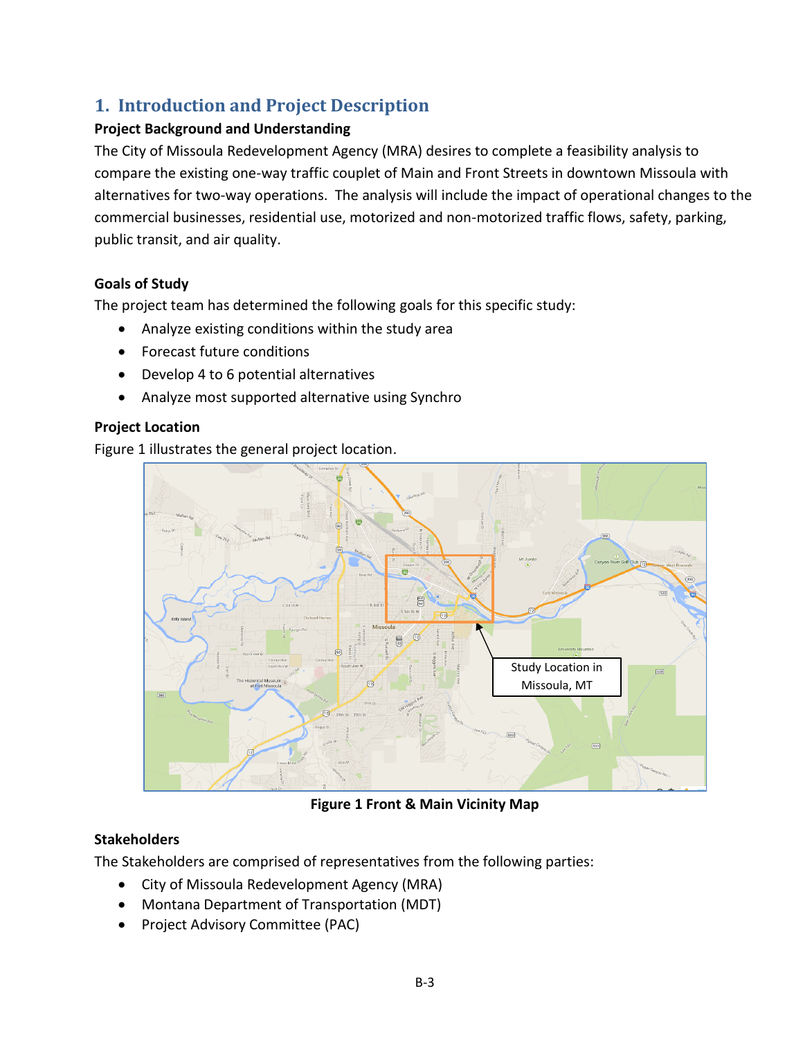# 1. Introduction and Project Description

**Project Background and Understanding**

The City of Missoula Redevelopment Agency (MRA) desires to complete a feasibility analysis to compare the existing one-way traffic couplet of Main and Front Streets in downtown Missoula with alternatives for two-way operations. The analysis will include the impact of operational changes to the commercial businesses, residential use, motorized and non-motorized traffic flows, safety, parking, public transit, and air quality.

**Goals of Study**

The project team has determined the following goals for this specific study:

- Analyze existing conditions within the study area
- Forecast future conditions
- Develop 4 to 6 potential alternatives
- Analyze most supported alternative using Synchro

**Project Location**

Figure 1 illustrates the general project location.

**Figure 1 Front & Main Vicinity Map**

**Stakeholders**

The Stakeholders are comprised of representatives from the following parties:

- City of Missoula Redevelopment Agency (MRA)
- Montana Department of Transportation (MDT)
- Project Advisory Committee (PAC)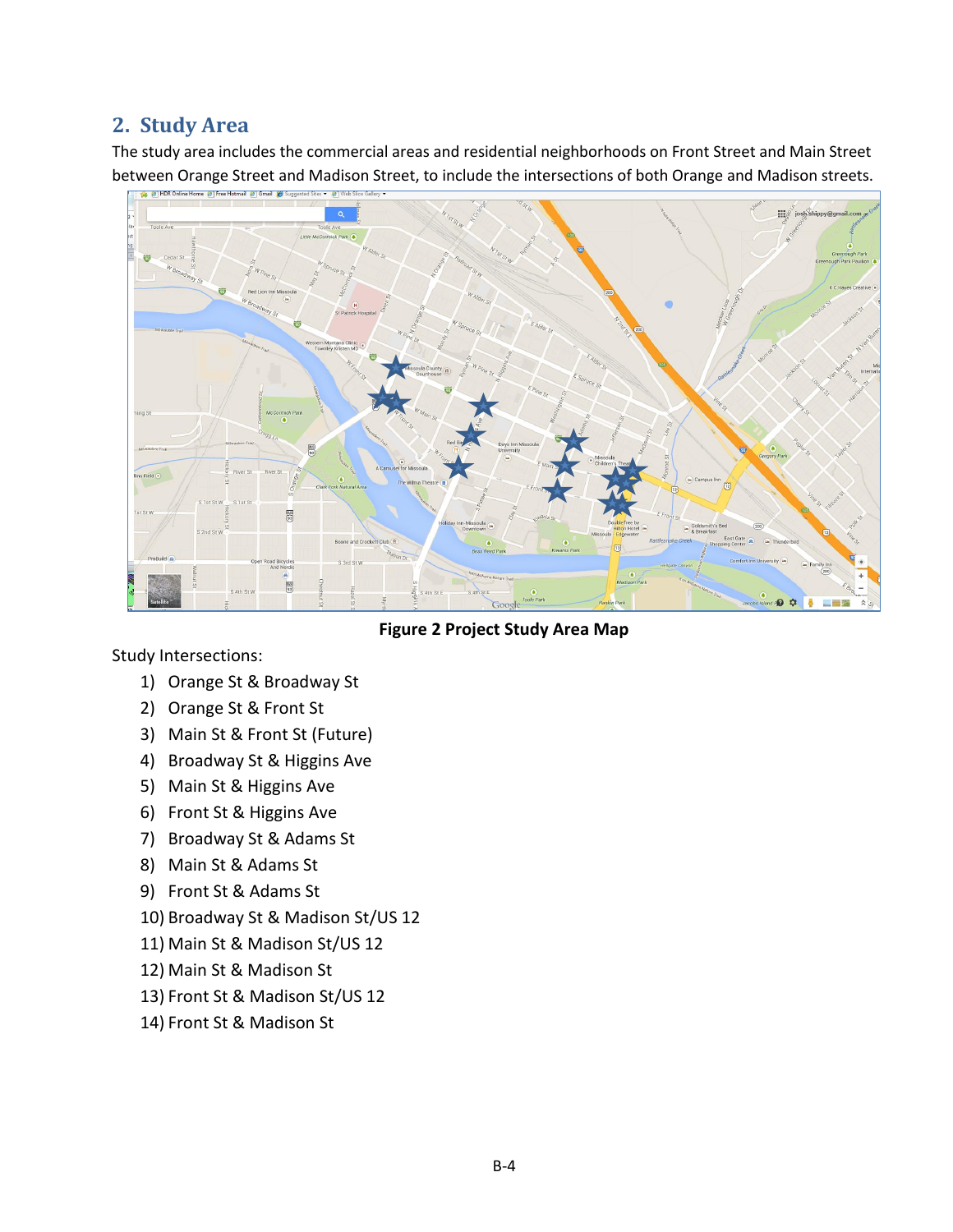## 2. Study Area

The study area includes the commercial areas and residential neighborhoods on Front Street and Main Street between Orange Street and Madison Street, to include the intersections of both Orange and Madison streets.

**Figure 2 Project Study Area Map**

Study Intersections:

1) Orange St & Broadway St
2) Orange St & Front St
3) Main St & Front St (Future)
4) Broadway St & Higgins Ave
5) Main St & Higgins Ave
6) Front St & Higgins Ave
7) Broadway St & Adams St
8) Main St & Adams St
9) Front St & Adams St
10) Broadway St & Madison St/US 12
11) Main St & Madison St/US 12
12) Main St & Madison St
13) Front St & Madison St/US 12
14) Front St & Madison St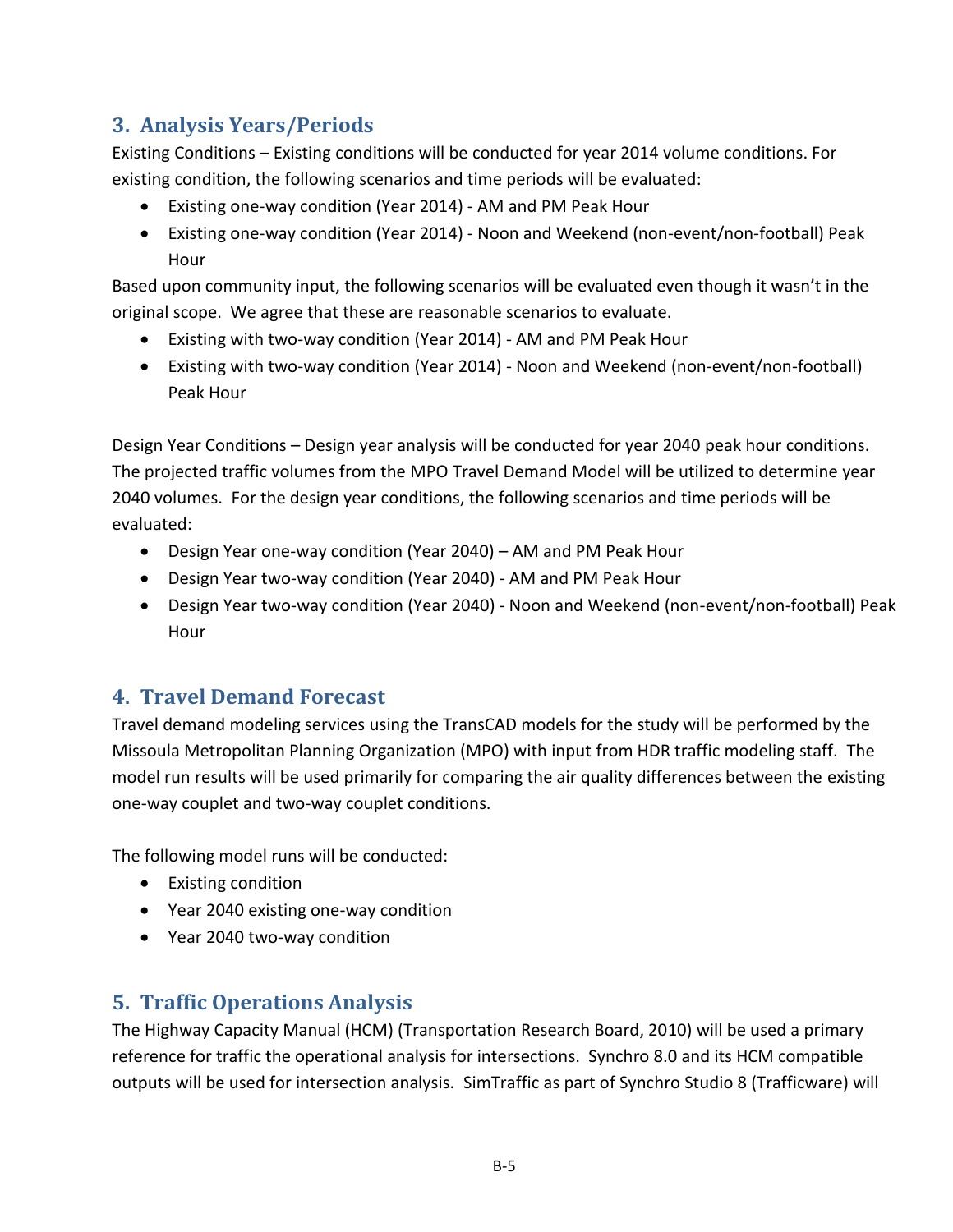## 3. Analysis Years/Periods

Existing Conditions – Existing conditions will be conducted for year 2014 volume conditions. For existing condition, the following scenarios and time periods will be evaluated:

- Existing one-way condition (Year 2014) - AM and PM Peak Hour
- Existing one-way condition (Year 2014) - Noon and Weekend (non-event/non-football) Peak Hour

Based upon community input, the following scenarios will be evaluated even though it wasn't in the original scope. We agree that these are reasonable scenarios to evaluate.

- Existing with two-way condition (Year 2014) - AM and PM Peak Hour
- Existing with two-way condition (Year 2014) - Noon and Weekend (non-event/non-football) Peak Hour

Design Year Conditions – Design year analysis will be conducted for year 2040 peak hour conditions. The projected traffic volumes from the MPO Travel Demand Model will be utilized to determine year 2040 volumes. For the design year conditions, the following scenarios and time periods will be evaluated:

- Design Year one-way condition (Year 2040) – AM and PM Peak Hour
- Design Year two-way condition (Year 2040) - AM and PM Peak Hour
- Design Year two-way condition (Year 2040) - Noon and Weekend (non-event/non-football) Peak Hour

## 4. Travel Demand Forecast

Travel demand modeling services using the TransCAD models for the study will be performed by the Missoula Metropolitan Planning Organization (MPO) with input from HDR traffic modeling staff. The model run results will be used primarily for comparing the air quality differences between the existing one-way couplet and two-way couplet conditions.

The following model runs will be conducted:

- Existing condition
- Year 2040 existing one-way condition
- Year 2040 two-way condition

## 5. Traffic Operations Analysis

The Highway Capacity Manual (HCM) (Transportation Research Board, 2010) will be used a primary reference for traffic the operational analysis for intersections. Synchro 8.0 and its HCM compatible outputs will be used for intersection analysis. SimTraffic as part of Synchro Studio 8 (Trafficware) will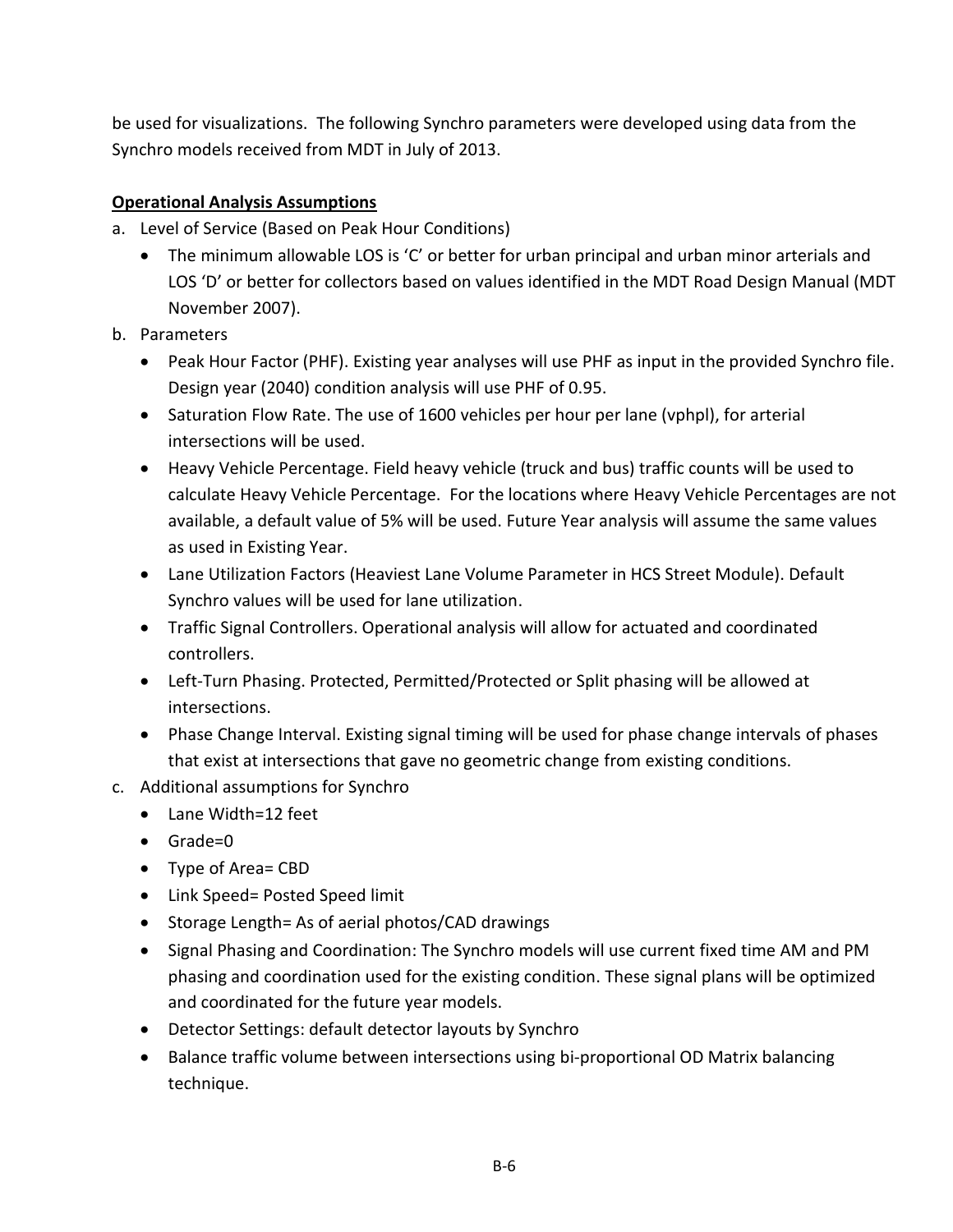be used for visualizations. The following Synchro parameters were developed using data from the Synchro models received from MDT in July of 2013.

**Operational Analysis Assumptions**

a. Level of Service (Based on Peak Hour Conditions)
   - The minimum allowable LOS is 'C' or better for urban principal and urban minor arterials and LOS 'D' or better for collectors based on values identified in the MDT Road Design Manual (MDT November 2007).

b. Parameters
   - Peak Hour Factor (PHF). Existing year analyses will use PHF as input in the provided Synchro file. Design year (2040) condition analysis will use PHF of 0.95.
   - Saturation Flow Rate. The use of 1600 vehicles per hour per lane (vphpl), for arterial intersections will be used.
   - Heavy Vehicle Percentage. Field heavy vehicle (truck and bus) traffic counts will be used to calculate Heavy Vehicle Percentage. For the locations where Heavy Vehicle Percentages are not available, a default value of 5% will be used. Future Year analysis will assume the same values as used in Existing Year.
   - Lane Utilization Factors (Heaviest Lane Volume Parameter in HCS Street Module). Default Synchro values will be used for lane utilization.
   - Traffic Signal Controllers. Operational analysis will allow for actuated and coordinated controllers.
   - Left-Turn Phasing. Protected, Permitted/Protected or Split phasing will be allowed at intersections.
   - Phase Change Interval. Existing signal timing will be used for phase change intervals of phases that exist at intersections that gave no geometric change from existing conditions.

c. Additional assumptions for Synchro
   - Lane Width=12 feet
   - Grade=0
   - Type of Area= CBD
   - Link Speed= Posted Speed limit
   - Storage Length= As of aerial photos/CAD drawings
   - Signal Phasing and Coordination: The Synchro models will use current fixed time AM and PM phasing and coordination used for the existing condition. These signal plans will be optimized and coordinated for the future year models.
   - Detector Settings: default detector layouts by Synchro
   - Balance traffic volume between intersections using bi-proportional OD Matrix balancing technique.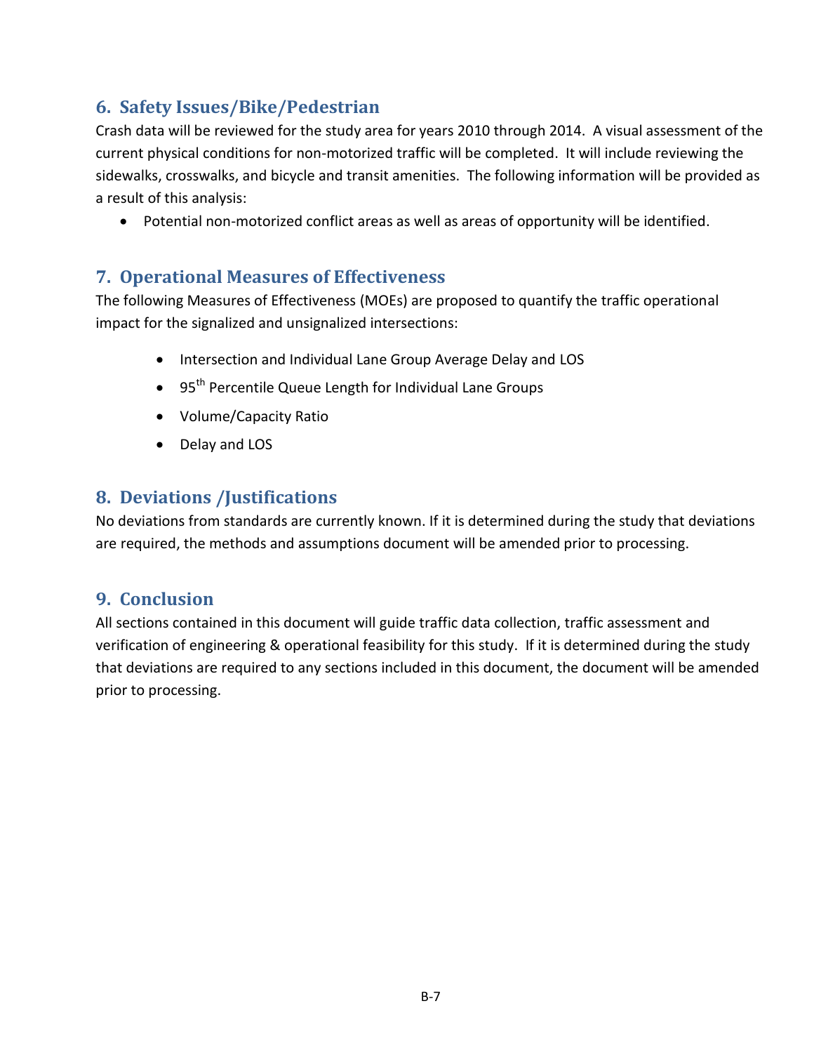## 6. Safety Issues/Bike/Pedestrian

Crash data will be reviewed for the study area for years 2010 through 2014. A visual assessment of the current physical conditions for non-motorized traffic will be completed. It will include reviewing the sidewalks, crosswalks, and bicycle and transit amenities. The following information will be provided as a result of this analysis:

- Potential non-motorized conflict areas as well as areas of opportunity will be identified.

## 7. Operational Measures of Effectiveness

The following Measures of Effectiveness (MOEs) are proposed to quantify the traffic operational impact for the signalized and unsignalized intersections:

- Intersection and Individual Lane Group Average Delay and LOS
- 95$^{th}$ Percentile Queue Length for Individual Lane Groups
- Volume/Capacity Ratio
- Delay and LOS

## 8. Deviations /Justifications

No deviations from standards are currently known. If it is determined during the study that deviations are required, the methods and assumptions document will be amended prior to processing.

## 9. Conclusion

All sections contained in this document will guide traffic data collection, traffic assessment and verification of engineering & operational feasibility for this study. If it is determined during the study that deviations are required to any sections included in this document, the document will be amended prior to processing.